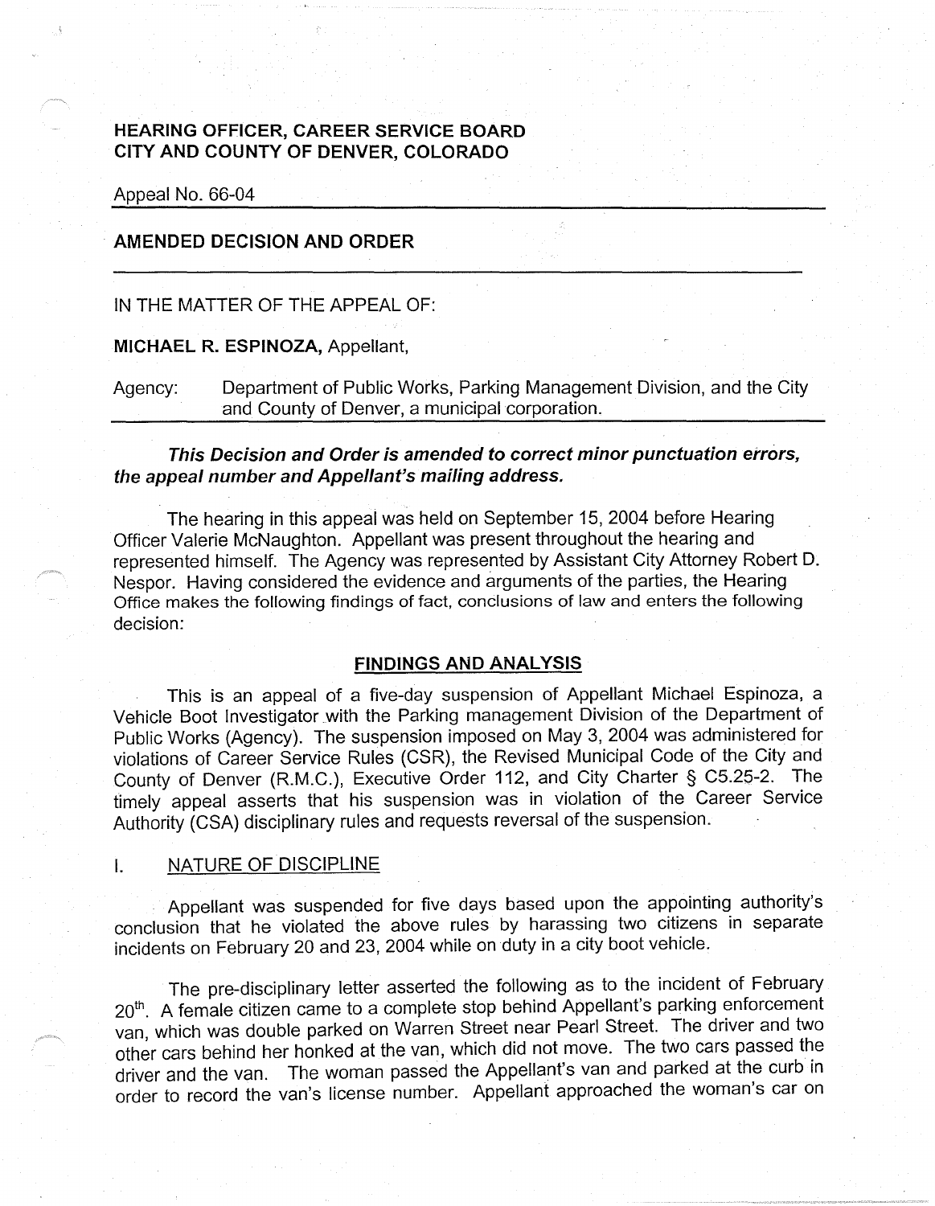**HEARING OFFICER, CAREER SERVICE BOARD**
**CITY AND COUNTY OF DENVER, COLORADO**

Appeal No. 66-04

---

**AMENDED DECISION AND ORDER**

---

IN THE MATTER OF THE APPEAL OF:

**MICHAEL R. ESPINOZA,** Appellant,

Agency: Department of Public Works, Parking Management Division, and the City and County of Denver, a municipal corporation.

---

***This Decision and Order is amended to correct minor punctuation errors, the appeal number and Appellant's mailing address.***

The hearing in this appeal was held on September 15, 2004 before Hearing Officer Valerie McNaughton. Appellant was present throughout the hearing and represented himself. The Agency was represented by Assistant City Attorney Robert D. Nespor. Having considered the evidence and arguments of the parties, the Hearing Office makes the following findings of fact, conclusions of law and enters the following decision:

## FINDINGS AND ANALYSIS

This is an appeal of a five-day suspension of Appellant Michael Espinoza, a Vehicle Boot Investigator with the Parking management Division of the Department of Public Works (Agency). The suspension imposed on May 3, 2004 was administered for violations of Career Service Rules (CSR), the Revised Municipal Code of the City and County of Denver (R.M.C.), Executive Order 112, and City Charter § C5.25-2. The timely appeal asserts that his suspension was in violation of the Career Service Authority (CSA) disciplinary rules and requests reversal of the suspension.

### I. NATURE OF DISCIPLINE

Appellant was suspended for five days based upon the appointing authority's conclusion that he violated the above rules by harassing two citizens in separate incidents on February 20 and 23, 2004 while on duty in a city boot vehicle.

The pre-disciplinary letter asserted the following as to the incident of February 20th. A female citizen came to a complete stop behind Appellant's parking enforcement van, which was double parked on Warren Street near Pearl Street. The driver and two other cars behind her honked at the van, which did not move. The two cars passed the driver and the van. The woman passed the Appellant's van and parked at the curb in order to record the van's license number. Appellant approached the woman's car on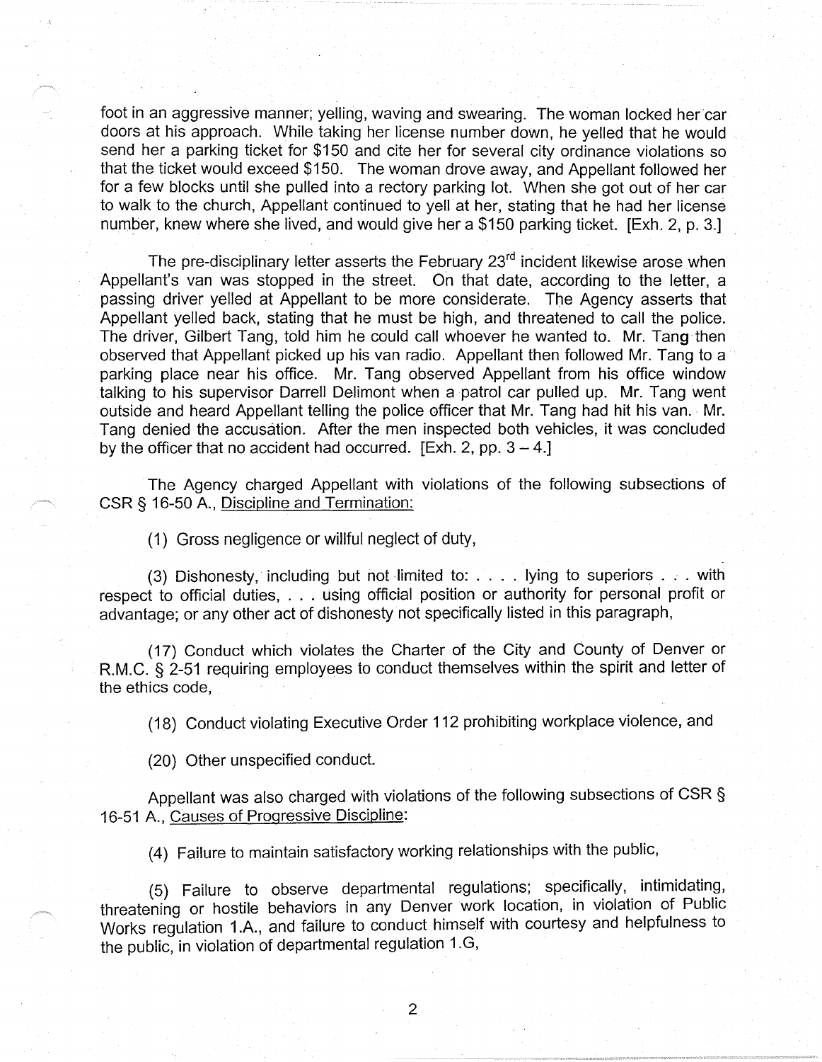foot in an aggressive manner; yelling, waving and swearing. The woman locked her car doors at his approach. While taking her license number down, he yelled that he would send her a parking ticket for $150 and cite her for several city ordinance violations so that the ticket would exceed $150. The woman drove away, and Appellant followed her for a few blocks until she pulled into a rectory parking lot. When she got out of her car to walk to the church, Appellant continued to yell at her, stating that he had her license number, knew where she lived, and would give her a $150 parking ticket. [Exh. 2, p. 3.]

The pre-disciplinary letter asserts the February 23rd incident likewise arose when Appellant's van was stopped in the street. On that date, according to the letter, a passing driver yelled at Appellant to be more considerate. The Agency asserts that Appellant yelled back, stating that he must be high, and threatened to call the police. The driver, Gilbert Tang, told him he could call whoever he wanted to. Mr. Tang then observed that Appellant picked up his van radio. Appellant then followed Mr. Tang to a parking place near his office. Mr. Tang observed Appellant from his office window talking to his supervisor Darrell Delimont when a patrol car pulled up. Mr. Tang went outside and heard Appellant telling the police officer that Mr. Tang had hit his van. Mr. Tang denied the accusation. After the men inspected both vehicles, it was concluded by the officer that no accident had occurred. [Exh. 2, pp. 3 – 4.]

The Agency charged Appellant with violations of the following subsections of CSR § 16-50 A., <u>Discipline and Termination:</u>

(1) Gross negligence or willful neglect of duty,

(3) Dishonesty, including but not limited to: . . . . lying to superiors . . . with respect to official duties, . . . using official position or authority for personal profit or advantage; or any other act of dishonesty not specifically listed in this paragraph,

(17) Conduct which violates the Charter of the City and County of Denver or R.M.C. § 2-51 requiring employees to conduct themselves within the spirit and letter of the ethics code,

(18) Conduct violating Executive Order 112 prohibiting workplace violence, and

(20) Other unspecified conduct.

Appellant was also charged with violations of the following subsections of CSR § 16-51 A., <u>Causes of Progressive Discipline</u>:

(4) Failure to maintain satisfactory working relationships with the public,

(5) Failure to observe departmental regulations; specifically, intimidating, threatening or hostile behaviors in any Denver work location, in violation of Public Works regulation 1.A., and failure to conduct himself with courtesy and helpfulness to the public, in violation of departmental regulation 1.G,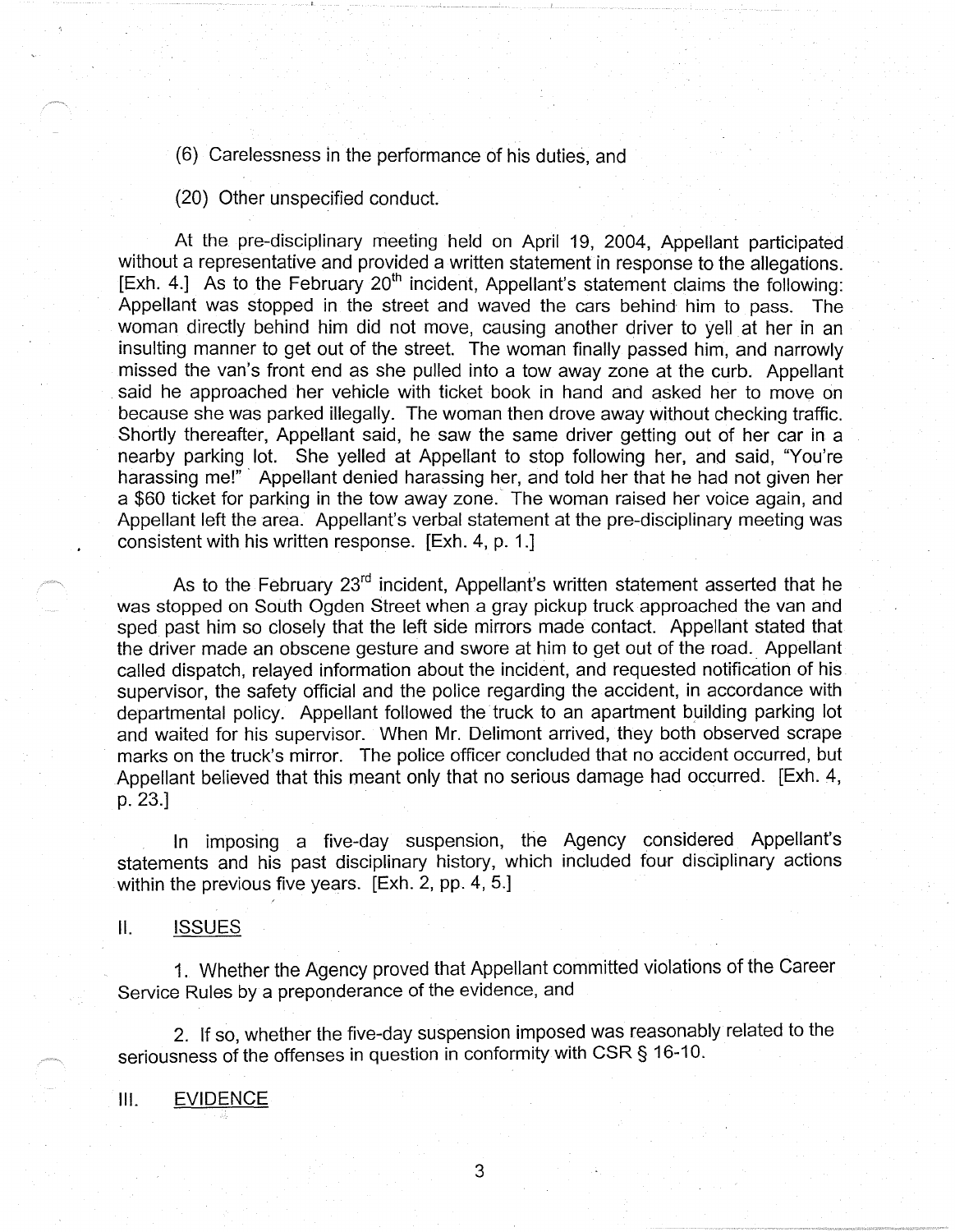(6) Carelessness in the performance of his duties, and

(20) Other unspecified conduct.

At the pre-disciplinary meeting held on April 19, 2004, Appellant participated without a representative and provided a written statement in response to the allegations. [Exh. 4.] As to the February 20th incident, Appellant's statement claims the following: Appellant was stopped in the street and waved the cars behind him to pass. The woman directly behind him did not move, causing another driver to yell at her in an insulting manner to get out of the street. The woman finally passed him, and narrowly missed the van's front end as she pulled into a tow away zone at the curb. Appellant said he approached her vehicle with ticket book in hand and asked her to move on because she was parked illegally. The woman then drove away without checking traffic. Shortly thereafter, Appellant said, he saw the same driver getting out of her car in a nearby parking lot. She yelled at Appellant to stop following her, and said, "You're harassing me!" Appellant denied harassing her, and told her that he had not given her a $60 ticket for parking in the tow away zone. The woman raised her voice again, and Appellant left the area. Appellant's verbal statement at the pre-disciplinary meeting was consistent with his written response. [Exh. 4, p. 1.]

As to the February 23rd incident, Appellant's written statement asserted that he was stopped on South Ogden Street when a gray pickup truck approached the van and sped past him so closely that the left side mirrors made contact. Appellant stated that the driver made an obscene gesture and swore at him to get out of the road. Appellant called dispatch, relayed information about the incident, and requested notification of his supervisor, the safety official and the police regarding the accident, in accordance with departmental policy. Appellant followed the truck to an apartment building parking lot and waited for his supervisor. When Mr. Delimont arrived, they both observed scrape marks on the truck's mirror. The police officer concluded that no accident occurred, but Appellant believed that this meant only that no serious damage had occurred. [Exh. 4, p. 23.]

In imposing a five-day suspension, the Agency considered Appellant's statements and his past disciplinary history, which included four disciplinary actions within the previous five years. [Exh. 2, pp. 4, 5.]

## II. ISSUES

1. Whether the Agency proved that Appellant committed violations of the Career Service Rules by a preponderance of the evidence, and

2. If so, whether the five-day suspension imposed was reasonably related to the seriousness of the offenses in question in conformity with CSR § 16-10.

## III. EVIDENCE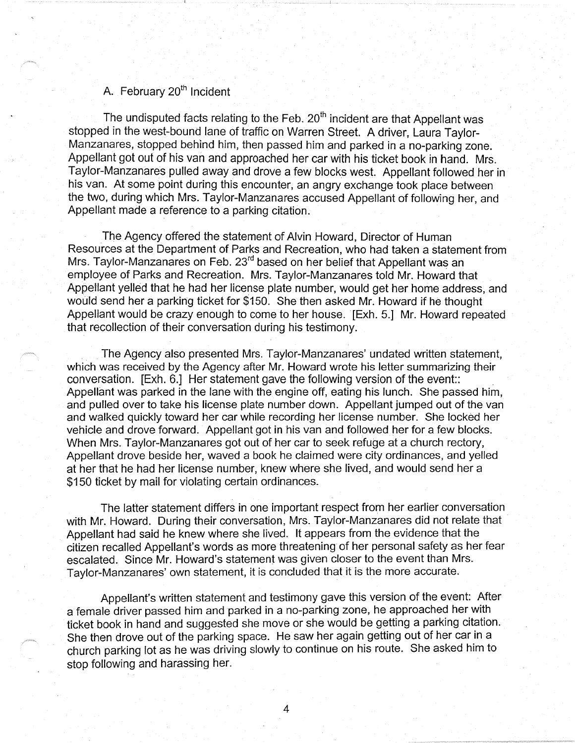### A. February 20th Incident

The undisputed facts relating to the Feb. 20th incident are that Appellant was stopped in the west-bound lane of traffic on Warren Street. A driver, Laura Taylor-Manzanares, stopped behind him, then passed him and parked in a no-parking zone. Appellant got out of his van and approached her car with his ticket book in hand. Mrs. Taylor-Manzanares pulled away and drove a few blocks west. Appellant followed her in his van. At some point during this encounter, an angry exchange took place between the two, during which Mrs. Taylor-Manzanares accused Appellant of following her, and Appellant made a reference to a parking citation.

The Agency offered the statement of Alvin Howard, Director of Human Resources at the Department of Parks and Recreation, who had taken a statement from Mrs. Taylor-Manzanares on Feb. 23rd based on her belief that Appellant was an employee of Parks and Recreation. Mrs. Taylor-Manzanares told Mr. Howard that Appellant yelled that he had her license plate number, would get her home address, and would send her a parking ticket for $150. She then asked Mr. Howard if he thought Appellant would be crazy enough to come to her house. [Exh. 5.] Mr. Howard repeated that recollection of their conversation during his testimony.

The Agency also presented Mrs. Taylor-Manzanares' undated written statement, which was received by the Agency after Mr. Howard wrote his letter summarizing their conversation. [Exh. 6.] Her statement gave the following version of the event:: Appellant was parked in the lane with the engine off, eating his lunch. She passed him, and pulled over to take his license plate number down. Appellant jumped out of the van and walked quickly toward her car while recording her license number. She locked her vehicle and drove forward. Appellant got in his van and followed her for a few blocks. When Mrs. Taylor-Manzanares got out of her car to seek refuge at a church rectory, Appellant drove beside her, waved a book he claimed were city ordinances, and yelled at her that he had her license number, knew where she lived, and would send her a $150 ticket by mail for violating certain ordinances.

The latter statement differs in one important respect from her earlier conversation with Mr. Howard. During their conversation, Mrs. Taylor-Manzanares did not relate that Appellant had said he knew where she lived. It appears from the evidence that the citizen recalled Appellant's words as more threatening of her personal safety as her fear escalated. Since Mr. Howard's statement was given closer to the event than Mrs. Taylor-Manzanares' own statement, it is concluded that it is the more accurate.

Appellant's written statement and testimony gave this version of the event: After a female driver passed him and parked in a no-parking zone, he approached her with ticket book in hand and suggested she move or she would be getting a parking citation. She then drove out of the parking space. He saw her again getting out of her car in a church parking lot as he was driving slowly to continue on his route. She asked him to stop following and harassing her.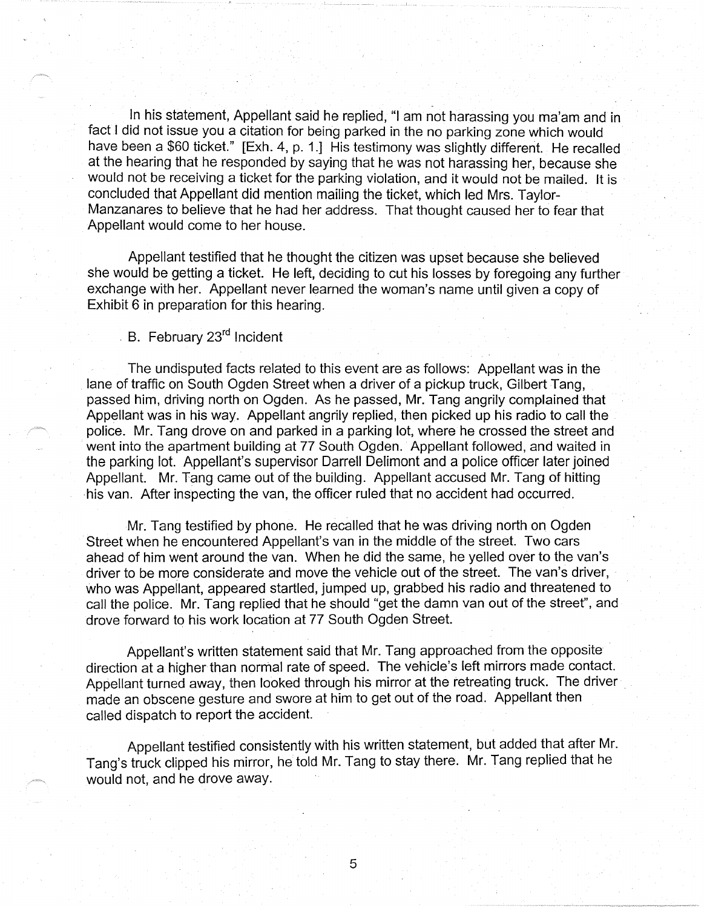In his statement, Appellant said he replied, "I am not harassing you ma'am and in fact I did not issue you a citation for being parked in the no parking zone which would have been a $60 ticket." [Exh. 4, p. 1.] His testimony was slightly different. He recalled at the hearing that he responded by saying that he was not harassing her, because she would not be receiving a ticket for the parking violation, and it would not be mailed. It is concluded that Appellant did mention mailing the ticket, which led Mrs. Taylor-Manzanares to believe that he had her address. That thought caused her to fear that Appellant would come to her house.

Appellant testified that he thought the citizen was upset because she believed she would be getting a ticket. He left, deciding to cut his losses by foregoing any further exchange with her. Appellant never learned the woman's name until given a copy of Exhibit 6 in preparation for this hearing.

B. February 23rd Incident

The undisputed facts related to this event are as follows: Appellant was in the lane of traffic on South Ogden Street when a driver of a pickup truck, Gilbert Tang, passed him, driving north on Ogden. As he passed, Mr. Tang angrily complained that Appellant was in his way. Appellant angrily replied, then picked up his radio to call the police. Mr. Tang drove on and parked in a parking lot, where he crossed the street and went into the apartment building at 77 South Ogden. Appellant followed, and waited in the parking lot. Appellant's supervisor Darrell Delimont and a police officer later joined Appellant. Mr. Tang came out of the building. Appellant accused Mr. Tang of hitting his van. After inspecting the van, the officer ruled that no accident had occurred.

Mr. Tang testified by phone. He recalled that he was driving north on Ogden Street when he encountered Appellant's van in the middle of the street. Two cars ahead of him went around the van. When he did the same, he yelled over to the van's driver to be more considerate and move the vehicle out of the street. The van's driver, who was Appellant, appeared startled, jumped up, grabbed his radio and threatened to call the police. Mr. Tang replied that he should "get the damn van out of the street", and drove forward to his work location at 77 South Ogden Street.

Appellant's written statement said that Mr. Tang approached from the opposite direction at a higher than normal rate of speed. The vehicle's left mirrors made contact. Appellant turned away, then looked through his mirror at the retreating truck. The driver made an obscene gesture and swore at him to get out of the road. Appellant then called dispatch to report the accident.

Appellant testified consistently with his written statement, but added that after Mr. Tang's truck clipped his mirror, he told Mr. Tang to stay there. Mr. Tang replied that he would not, and he drove away.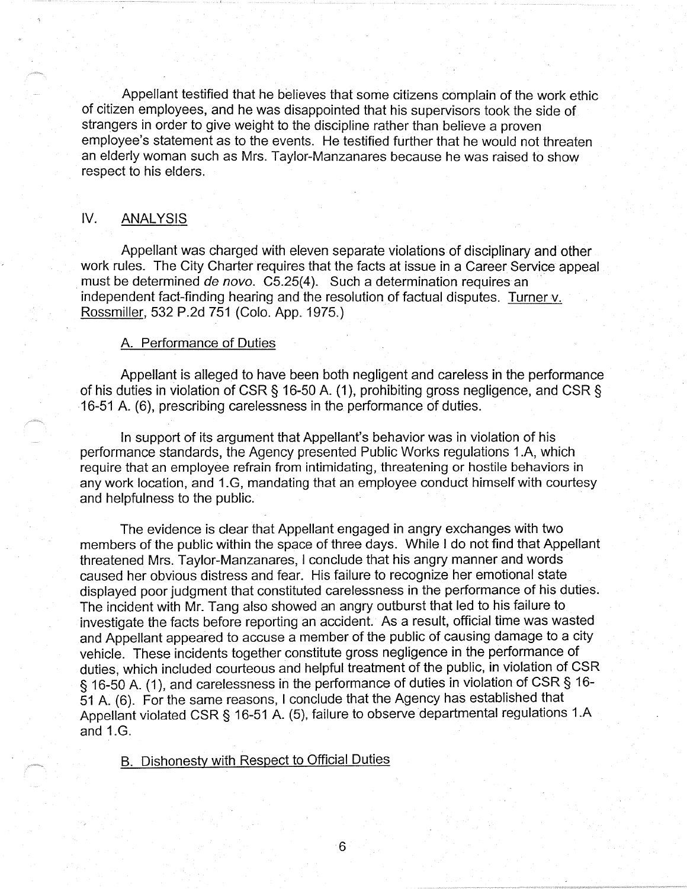Appellant testified that he believes that some citizens complain of the work ethic of citizen employees, and he was disappointed that his supervisors took the side of strangers in order to give weight to the discipline rather than believe a proven employee's statement as to the events. He testified further that he would not threaten an elderly woman such as Mrs. Taylor-Manzanares because he was raised to show respect to his elders.

## IV. ANALYSIS

Appellant was charged with eleven separate violations of disciplinary and other work rules. The City Charter requires that the facts at issue in a Career Service appeal must be determined *de novo*. C5.25(4). Such a determination requires an independent fact-finding hearing and the resolution of factual disputes. Turner v. Rossmiller, 532 P.2d 751 (Colo. App. 1975.)

### A. Performance of Duties

Appellant is alleged to have been both negligent and careless in the performance of his duties in violation of CSR § 16-50 A. (1), prohibiting gross negligence, and CSR § 16-51 A. (6), prescribing carelessness in the performance of duties.

In support of its argument that Appellant's behavior was in violation of his performance standards, the Agency presented Public Works regulations 1.A, which require that an employee refrain from intimidating, threatening or hostile behaviors in any work location, and 1.G, mandating that an employee conduct himself with courtesy and helpfulness to the public.

The evidence is clear that Appellant engaged in angry exchanges with two members of the public within the space of three days. While I do not find that Appellant threatened Mrs. Taylor-Manzanares, I conclude that his angry manner and words caused her obvious distress and fear. His failure to recognize her emotional state displayed poor judgment that constituted carelessness in the performance of his duties. The incident with Mr. Tang also showed an angry outburst that led to his failure to investigate the facts before reporting an accident. As a result, official time was wasted and Appellant appeared to accuse a member of the public of causing damage to a city vehicle. These incidents together constitute gross negligence in the performance of duties, which included courteous and helpful treatment of the public, in violation of CSR § 16-50 A. (1), and carelessness in the performance of duties in violation of CSR § 16-51 A. (6). For the same reasons, I conclude that the Agency has established that Appellant violated CSR § 16-51 A. (5), failure to observe departmental regulations 1.A and 1.G.

### B. Dishonesty with Respect to Official Duties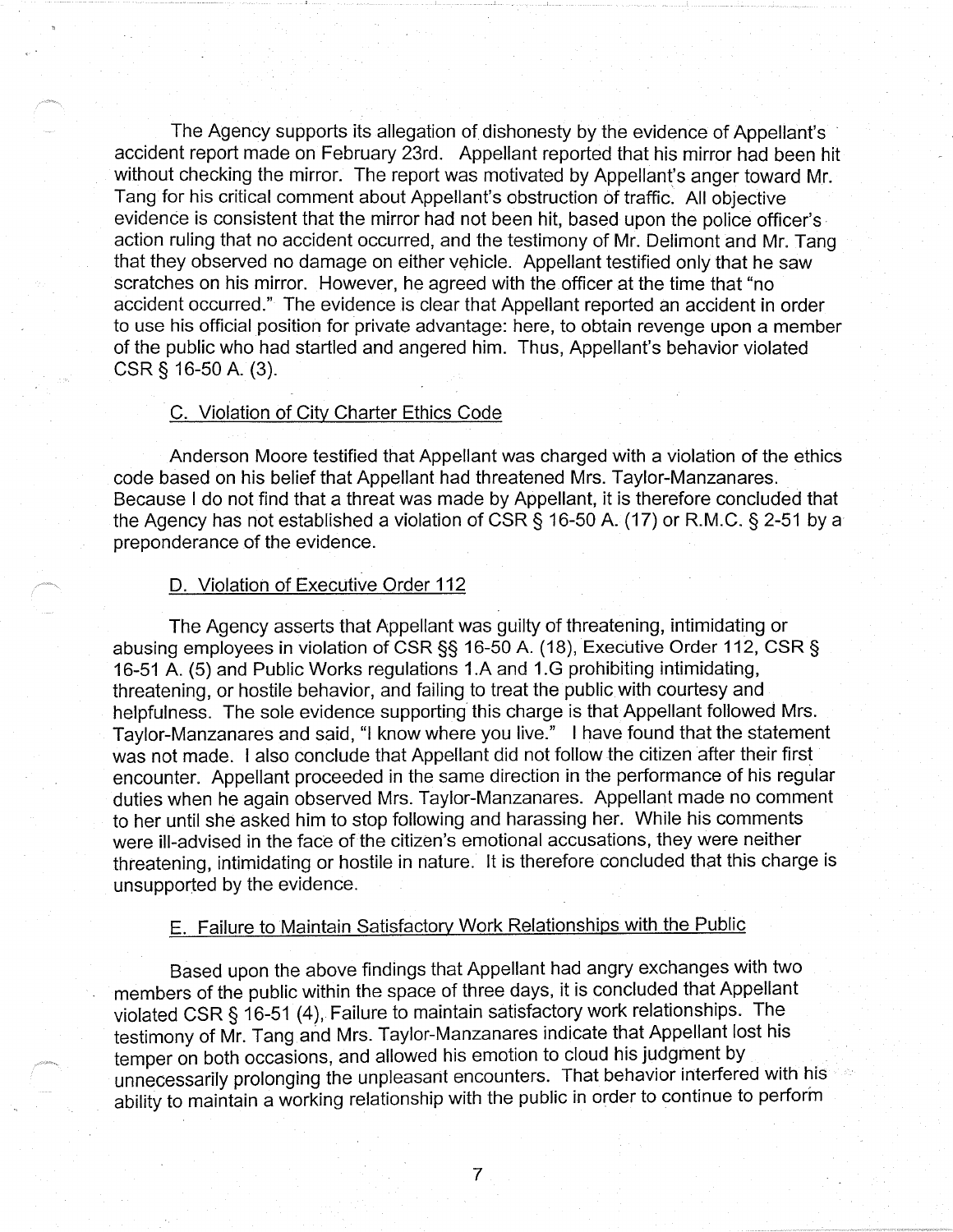The Agency supports its allegation of dishonesty by the evidence of Appellant's accident report made on February 23rd. Appellant reported that his mirror had been hit without checking the mirror. The report was motivated by Appellant's anger toward Mr. Tang for his critical comment about Appellant's obstruction of traffic. All objective evidence is consistent that the mirror had not been hit, based upon the police officer's action ruling that no accident occurred, and the testimony of Mr. Delimont and Mr. Tang that they observed no damage on either vehicle. Appellant testified only that he saw scratches on his mirror. However, he agreed with the officer at the time that "no accident occurred." The evidence is clear that Appellant reported an accident in order to use his official position for private advantage: here, to obtain revenge upon a member of the public who had startled and angered him. Thus, Appellant's behavior violated CSR § 16-50 A. (3).

C. Violation of City Charter Ethics Code

Anderson Moore testified that Appellant was charged with a violation of the ethics code based on his belief that Appellant had threatened Mrs. Taylor-Manzanares. Because I do not find that a threat was made by Appellant, it is therefore concluded that the Agency has not established a violation of CSR § 16-50 A. (17) or R.M.C. § 2-51 by a preponderance of the evidence.

D. Violation of Executive Order 112

The Agency asserts that Appellant was guilty of threatening, intimidating or abusing employees in violation of CSR §§ 16-50 A. (18), Executive Order 112, CSR § 16-51 A. (5) and Public Works regulations 1.A and 1.G prohibiting intimidating, threatening, or hostile behavior, and failing to treat the public with courtesy and helpfulness. The sole evidence supporting this charge is that Appellant followed Mrs. Taylor-Manzanares and said, "I know where you live." I have found that the statement was not made. I also conclude that Appellant did not follow the citizen after their first encounter. Appellant proceeded in the same direction in the performance of his regular duties when he again observed Mrs. Taylor-Manzanares. Appellant made no comment to her until she asked him to stop following and harassing her. While his comments were ill-advised in the face of the citizen's emotional accusations, they were neither threatening, intimidating or hostile in nature. It is therefore concluded that this charge is unsupported by the evidence.

E. Failure to Maintain Satisfactory Work Relationships with the Public

Based upon the above findings that Appellant had angry exchanges with two members of the public within the space of three days, it is concluded that Appellant violated CSR § 16-51 (4), Failure to maintain satisfactory work relationships. The testimony of Mr. Tang and Mrs. Taylor-Manzanares indicate that Appellant lost his temper on both occasions, and allowed his emotion to cloud his judgment by unnecessarily prolonging the unpleasant encounters. That behavior interfered with his ability to maintain a working relationship with the public in order to continue to perform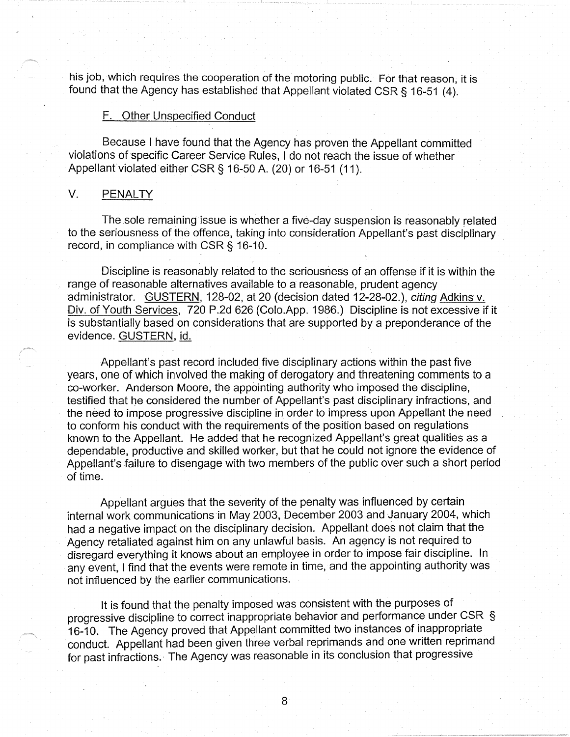his job, which requires the cooperation of the motoring public. For that reason, it is found that the Agency has established that Appellant violated CSR § 16-51 (4).

### F. Other Unspecified Conduct

Because I have found that the Agency has proven the Appellant committed violations of specific Career Service Rules, I do not reach the issue of whether Appellant violated either CSR § 16-50 A. (20) or 16-51 (11).

## V. PENALTY

The sole remaining issue is whether a five-day suspension is reasonably related to the seriousness of the offence, taking into consideration Appellant's past disciplinary record, in compliance with CSR § 16-10.

Discipline is reasonably related to the seriousness of an offense if it is within the range of reasonable alternatives available to a reasonable, prudent agency administrator. GUSTERN, 128-02, at 20 (decision dated 12-28-02.), *citing* Adkins v. Div. of Youth Services, 720 P.2d 626 (Colo.App. 1986.) Discipline is not excessive if it is substantially based on considerations that are supported by a preponderance of the evidence. GUSTERN, id.

Appellant's past record included five disciplinary actions within the past five years, one of which involved the making of derogatory and threatening comments to a co-worker. Anderson Moore, the appointing authority who imposed the discipline, testified that he considered the number of Appellant's past disciplinary infractions, and the need to impose progressive discipline in order to impress upon Appellant the need to conform his conduct with the requirements of the position based on regulations known to the Appellant. He added that he recognized Appellant's great qualities as a dependable, productive and skilled worker, but that he could not ignore the evidence of Appellant's failure to disengage with two members of the public over such a short period of time.

Appellant argues that the severity of the penalty was influenced by certain internal work communications in May 2003, December 2003 and January 2004, which had a negative impact on the disciplinary decision. Appellant does not claim that the Agency retaliated against him on any unlawful basis. An agency is not required to disregard everything it knows about an employee in order to impose fair discipline. In any event, I find that the events were remote in time, and the appointing authority was not influenced by the earlier communications.

It is found that the penalty imposed was consistent with the purposes of progressive discipline to correct inappropriate behavior and performance under CSR § 16-10. The Agency proved that Appellant committed two instances of inappropriate conduct. Appellant had been given three verbal reprimands and one written reprimand for past infractions. The Agency was reasonable in its conclusion that progressive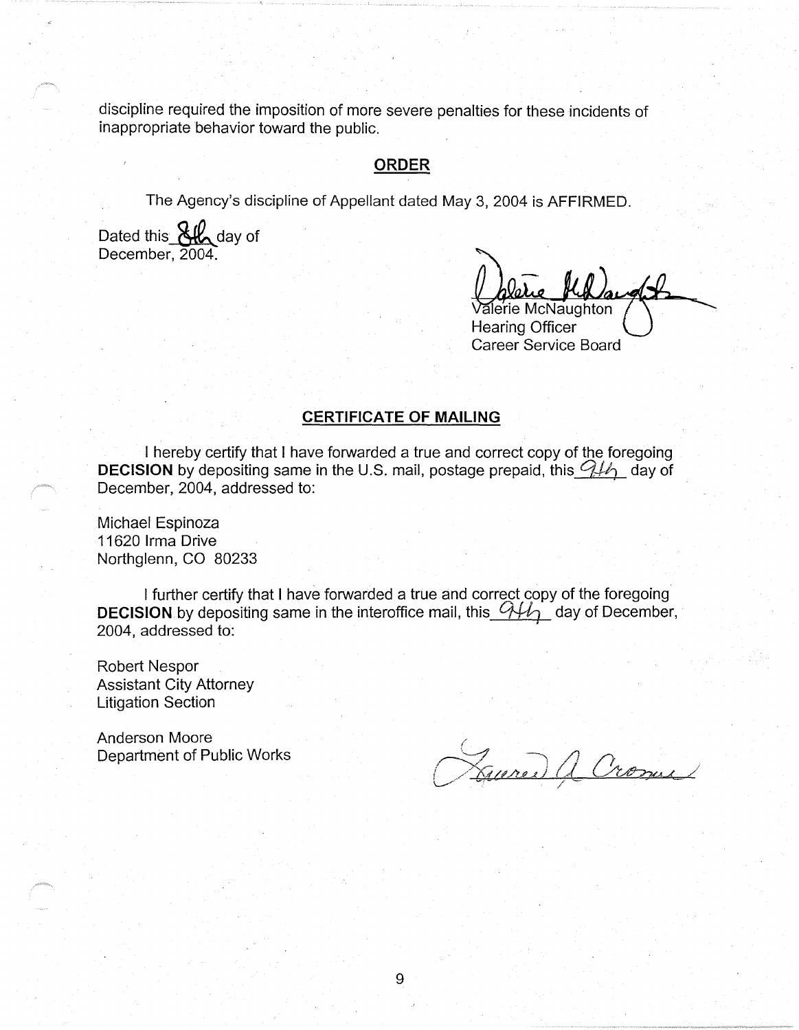discipline required the imposition of more severe penalties for these incidents of inappropriate behavior toward the public.

## ORDER

The Agency's discipline of Appellant dated May 3, 2004 is AFFIRMED.

Dated this 8th day of December, 2004.

Valerie McNaughton
Hearing Officer
Career Service Board

## CERTIFICATE OF MAILING

I hereby certify that I have forwarded a true and correct copy of the foregoing **DECISION** by depositing same in the U.S. mail, postage prepaid, this 9th day of December, 2004, addressed to:

Michael Espinoza
11620 Irma Drive
Northglenn, CO 80233

I further certify that I have forwarded a true and correct copy of the foregoing **DECISION** by depositing same in the interoffice mail, this 9th day of December, 2004, addressed to:

Robert Nespor
Assistant City Attorney
Litigation Section

Anderson Moore
Department of Public Works